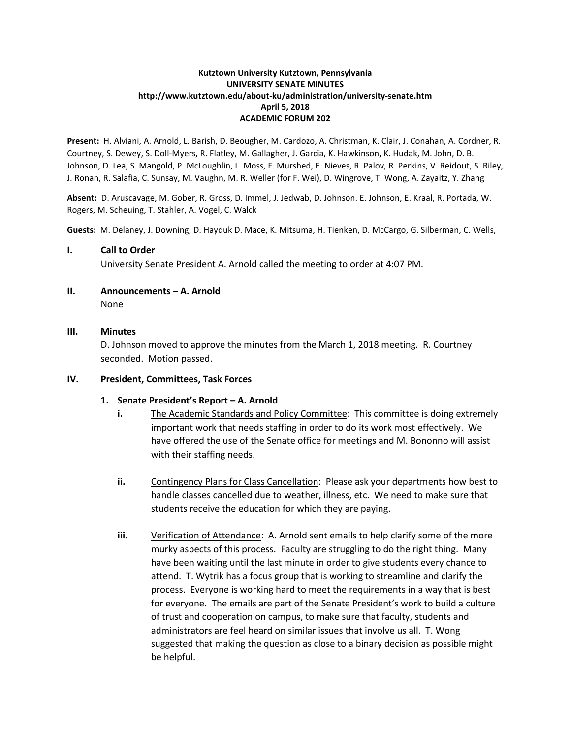**Kutztown University Kutztown, Pennsylvania**
**UNIVERSITY SENATE MINUTES**
**http://www.kutztown.edu/about-ku/administration/university-senate.htm**
**April 5, 2018**
**ACADEMIC FORUM 202**

**Present:** H. Alviani, A. Arnold, L. Barish, D. Beougher, M. Cardozo, A. Christman, K. Clair, J. Conahan, A. Cordner, R. Courtney, S. Dewey, S. Doll-Myers, R. Flatley, M. Gallagher, J. Garcia, K. Hawkinson, K. Hudak, M. John, D. B. Johnson, D. Lea, S. Mangold, P. McLoughlin, L. Moss, F. Murshed, E. Nieves, R. Palov, R. Perkins, V. Reidout, S. Riley, J. Ronan, R. Salafia, C. Sunsay, M. Vaughn, M. R. Weller (for F. Wei), D. Wingrove, T. Wong, A. Zayaitz, Y. Zhang

**Absent:** D. Aruscavage, M. Gober, R. Gross, D. Immel, J. Jedwab, D. Johnson. E. Johnson, E. Kraal, R. Portada, W. Rogers, M. Scheuing, T. Stahler, A. Vogel, C. Walck

**Guests:** M. Delaney, J. Downing, D. Hayduk D. Mace, K. Mitsuma, H. Tienken, D. McCargo, G. Silberman, C. Wells,

## I. Call to Order

University Senate President A. Arnold called the meeting to order at 4:07 PM.

## II. Announcements – A. Arnold

None

## III. Minutes

D. Johnson moved to approve the minutes from the March 1, 2018 meeting. R. Courtney seconded. Motion passed.

## IV. President, Committees, Task Forces

### 1. Senate President's Report – A. Arnold

i. The Academic Standards and Policy Committee: This committee is doing extremely important work that needs staffing in order to do its work most effectively. We have offered the use of the Senate office for meetings and M. Bononno will assist with their staffing needs.

ii. Contingency Plans for Class Cancellation: Please ask your departments how best to handle classes cancelled due to weather, illness, etc. We need to make sure that students receive the education for which they are paying.

iii. Verification of Attendance: A. Arnold sent emails to help clarify some of the more murky aspects of this process. Faculty are struggling to do the right thing. Many have been waiting until the last minute in order to give students every chance to attend. T. Wytrik has a focus group that is working to streamline and clarify the process. Everyone is working hard to meet the requirements in a way that is best for everyone. The emails are part of the Senate President's work to build a culture of trust and cooperation on campus, to make sure that faculty, students and administrators are feel heard on similar issues that involve us all. T. Wong suggested that making the question as close to a binary decision as possible might be helpful.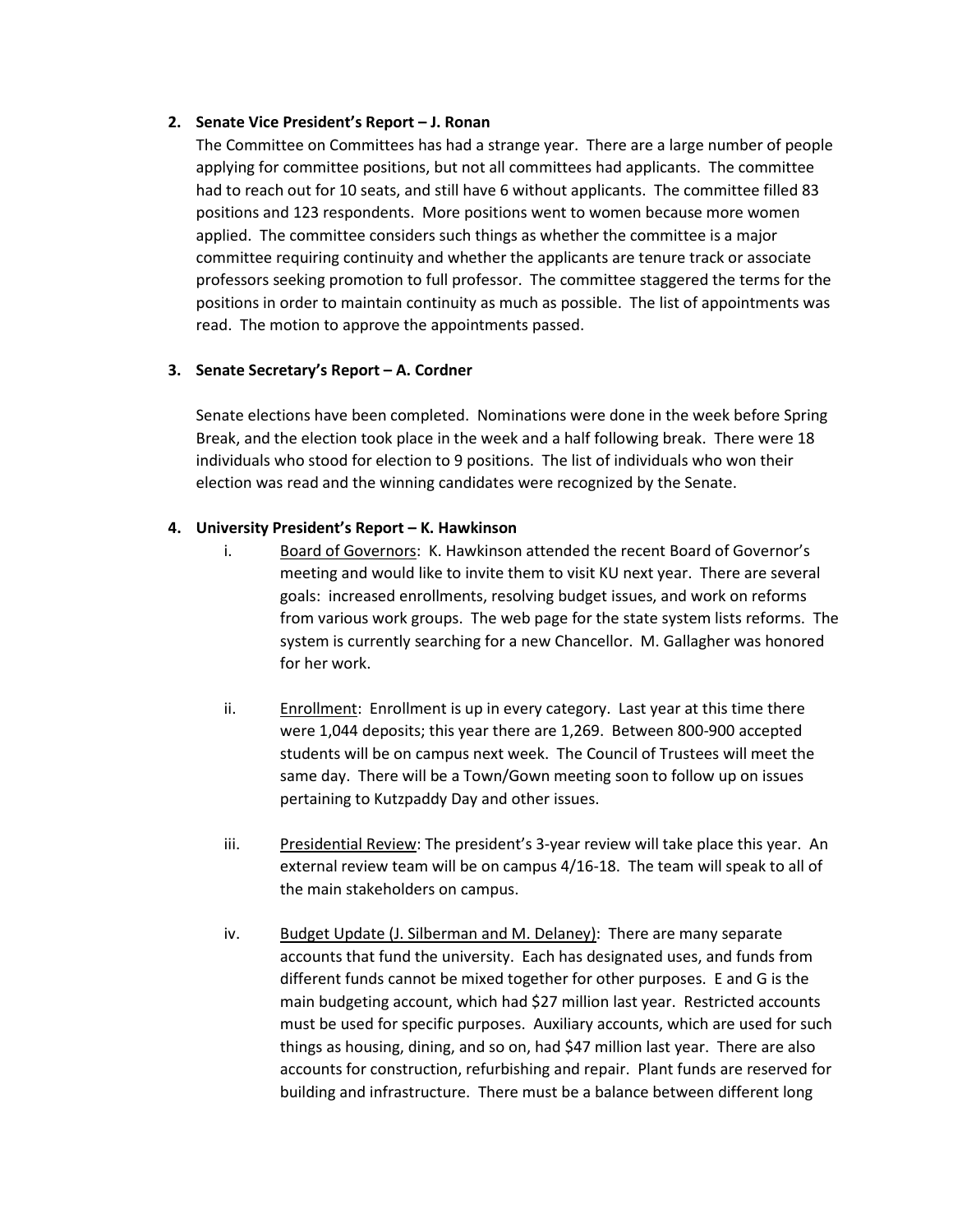**2. Senate Vice President's Report – J. Ronan**

The Committee on Committees has had a strange year. There are a large number of people applying for committee positions, but not all committees had applicants. The committee had to reach out for 10 seats, and still have 6 without applicants. The committee filled 83 positions and 123 respondents. More positions went to women because more women applied. The committee considers such things as whether the committee is a major committee requiring continuity and whether the applicants are tenure track or associate professors seeking promotion to full professor. The committee staggered the terms for the positions in order to maintain continuity as much as possible. The list of appointments was read. The motion to approve the appointments passed.

**3. Senate Secretary's Report – A. Cordner**

Senate elections have been completed. Nominations were done in the week before Spring Break, and the election took place in the week and a half following break. There were 18 individuals who stood for election to 9 positions. The list of individuals who won their election was read and the winning candidates were recognized by the Senate.

**4. University President's Report – K. Hawkinson**

i. Board of Governors: K. Hawkinson attended the recent Board of Governor's meeting and would like to invite them to visit KU next year. There are several goals: increased enrollments, resolving budget issues, and work on reforms from various work groups. The web page for the state system lists reforms. The system is currently searching for a new Chancellor. M. Gallagher was honored for her work.

ii. Enrollment: Enrollment is up in every category. Last year at this time there were 1,044 deposits; this year there are 1,269. Between 800-900 accepted students will be on campus next week. The Council of Trustees will meet the same day. There will be a Town/Gown meeting soon to follow up on issues pertaining to Kutzpaddy Day and other issues.

iii. Presidential Review: The president's 3-year review will take place this year. An external review team will be on campus 4/16-18. The team will speak to all of the main stakeholders on campus.

iv. Budget Update (J. Silberman and M. Delaney): There are many separate accounts that fund the university. Each has designated uses, and funds from different funds cannot be mixed together for other purposes. E and G is the main budgeting account, which had $27 million last year. Restricted accounts must be used for specific purposes. Auxiliary accounts, which are used for such things as housing, dining, and so on, had $47 million last year. There are also accounts for construction, refurbishing and repair. Plant funds are reserved for building and infrastructure. There must be a balance between different long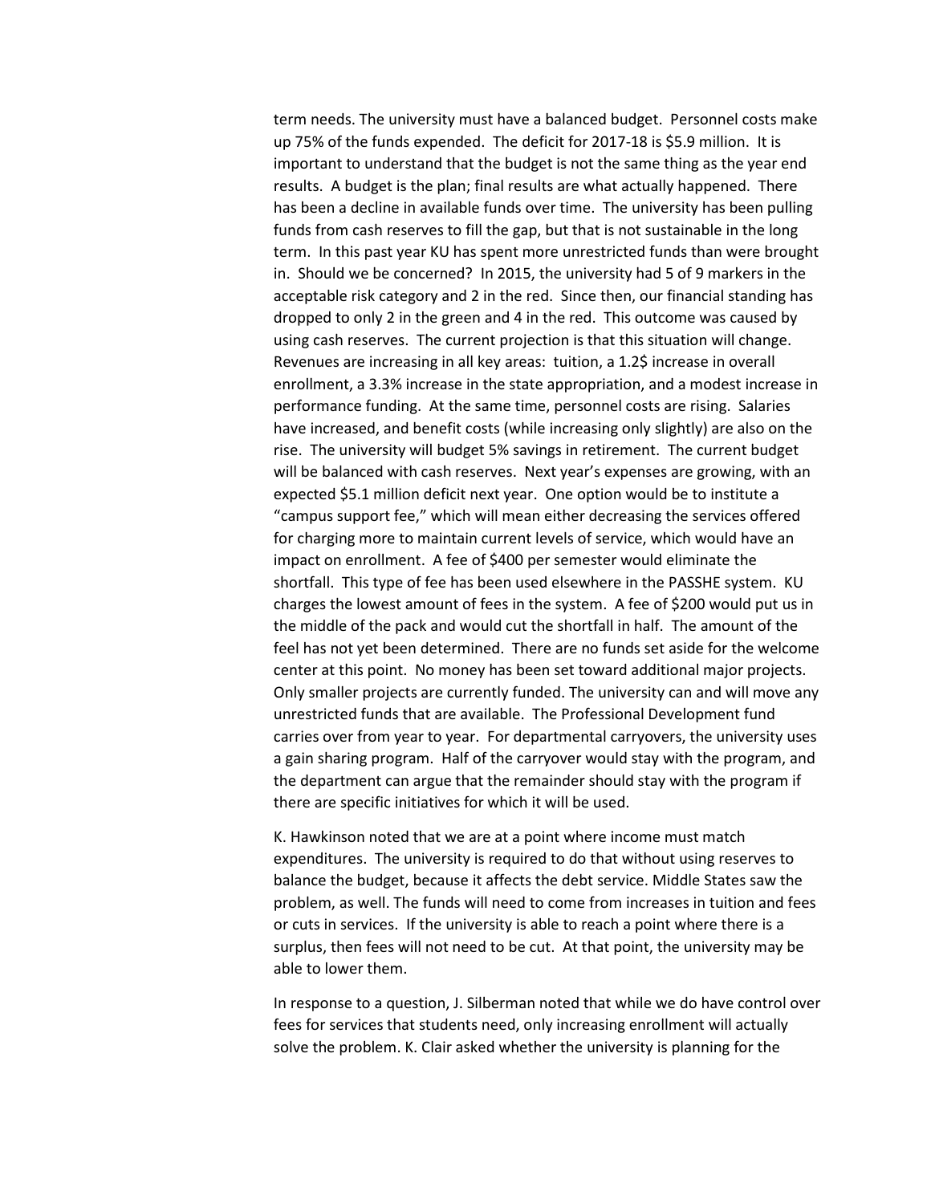term needs. The university must have a balanced budget. Personnel costs make up 75% of the funds expended. The deficit for 2017-18 is $5.9 million. It is important to understand that the budget is not the same thing as the year end results. A budget is the plan; final results are what actually happened. There has been a decline in available funds over time. The university has been pulling funds from cash reserves to fill the gap, but that is not sustainable in the long term. In this past year KU has spent more unrestricted funds than were brought in. Should we be concerned? In 2015, the university had 5 of 9 markers in the acceptable risk category and 2 in the red. Since then, our financial standing has dropped to only 2 in the green and 4 in the red. This outcome was caused by using cash reserves. The current projection is that this situation will change. Revenues are increasing in all key areas: tuition, a 1.2$ increase in overall enrollment, a 3.3% increase in the state appropriation, and a modest increase in performance funding. At the same time, personnel costs are rising. Salaries have increased, and benefit costs (while increasing only slightly) are also on the rise. The university will budget 5% savings in retirement. The current budget will be balanced with cash reserves. Next year's expenses are growing, with an expected $5.1 million deficit next year. One option would be to institute a "campus support fee," which will mean either decreasing the services offered for charging more to maintain current levels of service, which would have an impact on enrollment. A fee of $400 per semester would eliminate the shortfall. This type of fee has been used elsewhere in the PASSHE system. KU charges the lowest amount of fees in the system. A fee of $200 would put us in the middle of the pack and would cut the shortfall in half. The amount of the feel has not yet been determined. There are no funds set aside for the welcome center at this point. No money has been set toward additional major projects. Only smaller projects are currently funded. The university can and will move any unrestricted funds that are available. The Professional Development fund carries over from year to year. For departmental carryovers, the university uses a gain sharing program. Half of the carryover would stay with the program, and the department can argue that the remainder should stay with the program if there are specific initiatives for which it will be used.

K. Hawkinson noted that we are at a point where income must match expenditures. The university is required to do that without using reserves to balance the budget, because it affects the debt service. Middle States saw the problem, as well. The funds will need to come from increases in tuition and fees or cuts in services. If the university is able to reach a point where there is a surplus, then fees will not need to be cut. At that point, the university may be able to lower them.

In response to a question, J. Silberman noted that while we do have control over fees for services that students need, only increasing enrollment will actually solve the problem. K. Clair asked whether the university is planning for the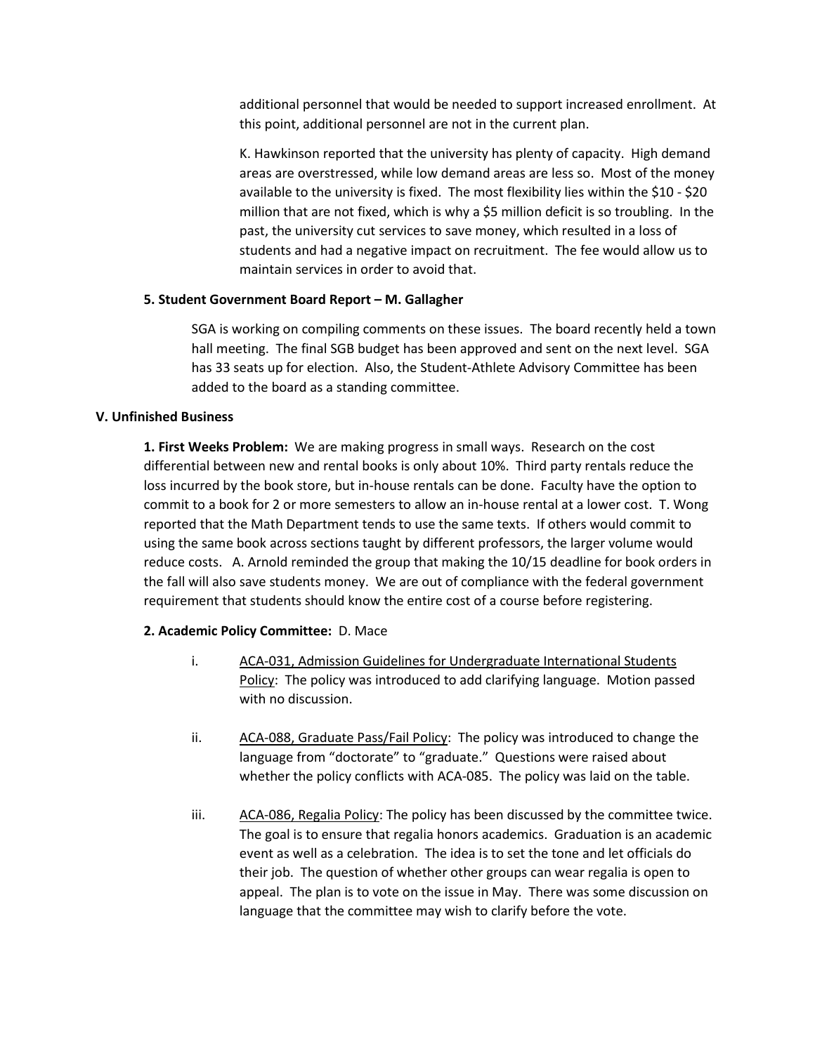additional personnel that would be needed to support increased enrollment. At this point, additional personnel are not in the current plan.

K. Hawkinson reported that the university has plenty of capacity. High demand areas are overstressed, while low demand areas are less so. Most of the money available to the university is fixed. The most flexibility lies within the $10 - $20 million that are not fixed, which is why a $5 million deficit is so troubling. In the past, the university cut services to save money, which resulted in a loss of students and had a negative impact on recruitment. The fee would allow us to maintain services in order to avoid that.

**5. Student Government Board Report – M. Gallagher**

SGA is working on compiling comments on these issues. The board recently held a town hall meeting. The final SGB budget has been approved and sent on the next level. SGA has 33 seats up for election. Also, the Student-Athlete Advisory Committee has been added to the board as a standing committee.

**V. Unfinished Business**

**1. First Weeks Problem:** We are making progress in small ways. Research on the cost differential between new and rental books is only about 10%. Third party rentals reduce the loss incurred by the book store, but in-house rentals can be done. Faculty have the option to commit to a book for 2 or more semesters to allow an in-house rental at a lower cost. T. Wong reported that the Math Department tends to use the same texts. If others would commit to using the same book across sections taught by different professors, the larger volume would reduce costs. A. Arnold reminded the group that making the 10/15 deadline for book orders in the fall will also save students money. We are out of compliance with the federal government requirement that students should know the entire cost of a course before registering.

**2. Academic Policy Committee:** D. Mace

i. ACA-031, Admission Guidelines for Undergraduate International Students Policy: The policy was introduced to add clarifying language. Motion passed with no discussion.

ii. ACA-088, Graduate Pass/Fail Policy: The policy was introduced to change the language from "doctorate" to "graduate." Questions were raised about whether the policy conflicts with ACA-085. The policy was laid on the table.

iii. ACA-086, Regalia Policy: The policy has been discussed by the committee twice. The goal is to ensure that regalia honors academics. Graduation is an academic event as well as a celebration. The idea is to set the tone and let officials do their job. The question of whether other groups can wear regalia is open to appeal. The plan is to vote on the issue in May. There was some discussion on language that the committee may wish to clarify before the vote.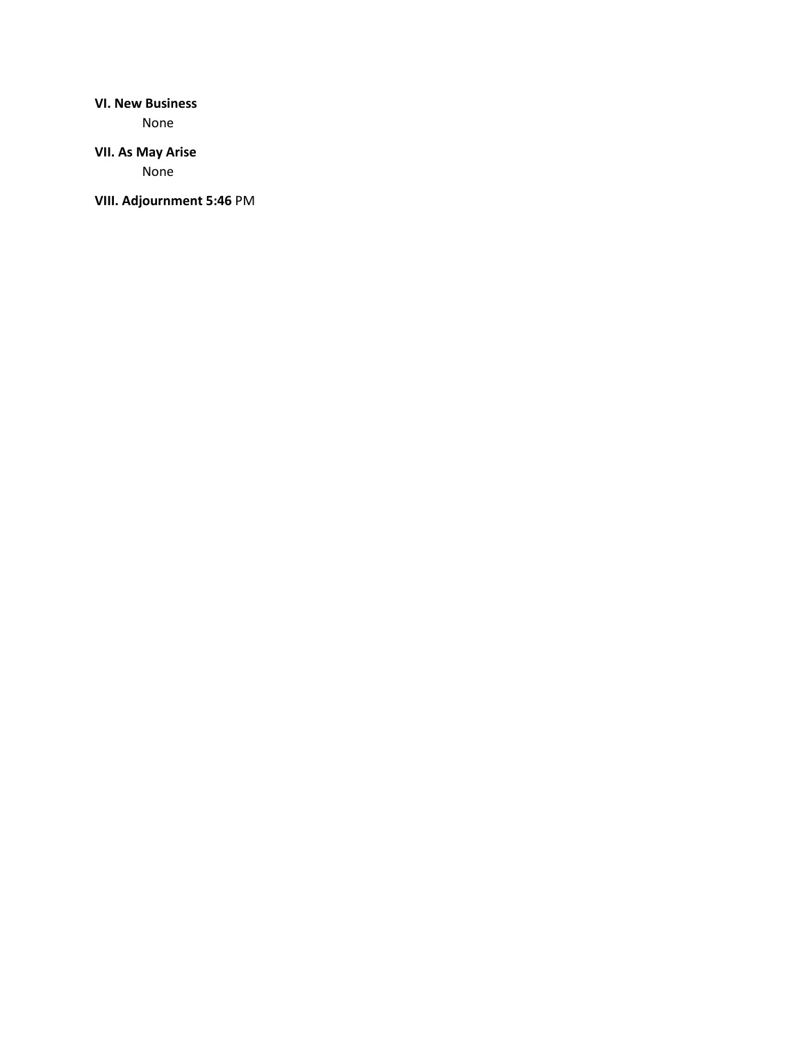**VI. New Business**

None

**VII. As May Arise**

None

**VIII. Adjournment 5:46** PM